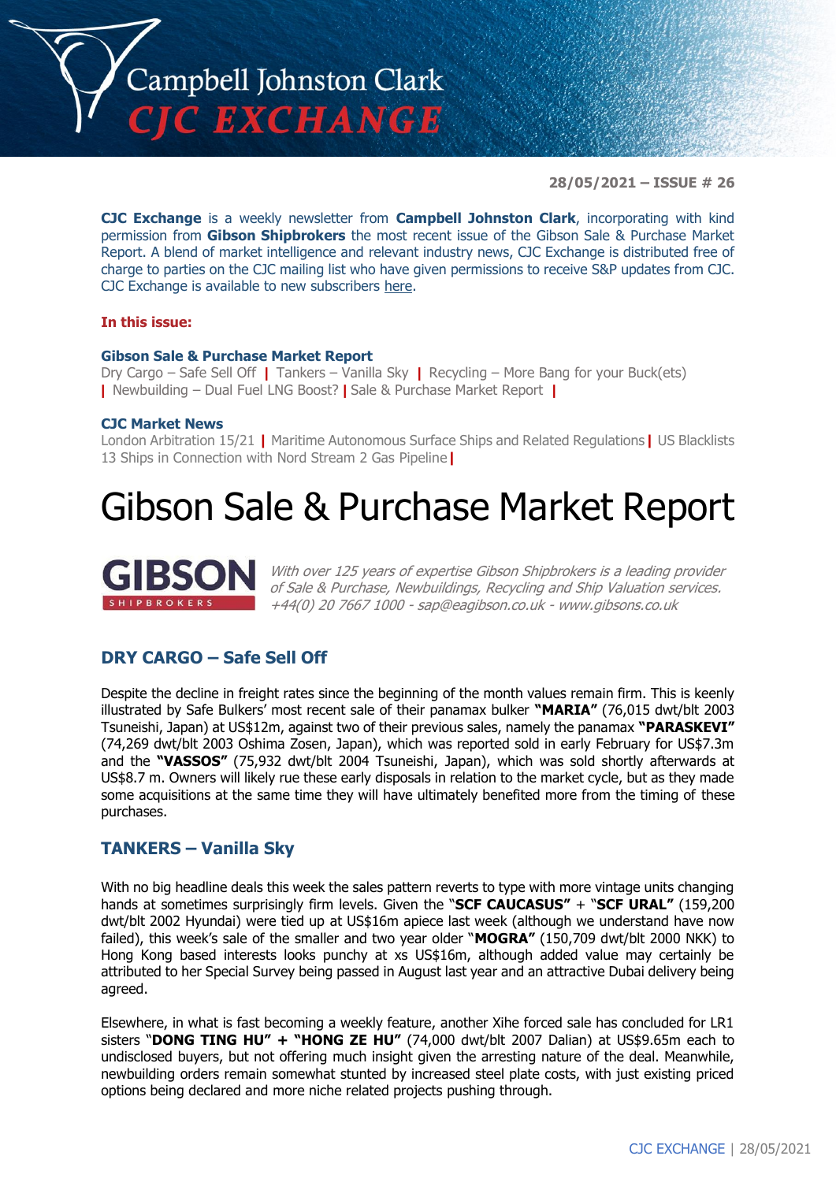# Campbell Johnston Clark CJC EXCHANGE

**28/05/2021 – ISSUE # 26**

**CJC Exchange** is a weekly newsletter from **Campbell Johnston Clark**, incorporating with kind permission from **Gibson Shipbrokers** the most recent issue of the Gibson Sale & Purchase Market Report. A blend of market intelligence and relevant industry news, CJC Exchange is distributed free of charge to parties on the CJC mailing list who have given permissions to receive S&P updates from CJC. CJC Exchange is available to new subscribers here.

**In this issue:**

**Gibson Sale & Purchase Market Report**
Dry Cargo – Safe Sell Off | Tankers – Vanilla Sky | Recycling – More Bang for your Buck(ets) | Newbuilding – Dual Fuel LNG Boost? | Sale & Purchase Market Report |

**CJC Market News**
London Arbitration 15/21 | Maritime Autonomous Surface Ships and Related Regulations | US Blacklists 13 Ships in Connection with Nord Stream 2 Gas Pipeline |

# Gibson Sale & Purchase Market Report

**GIBSON** SHIPBROKERS

*With over 125 years of expertise Gibson Shipbrokers is a leading provider of Sale & Purchase, Newbuildings, Recycling and Ship Valuation services. +44(0) 20 7667 1000 - sap@eagibson.co.uk - www.gibsons.co.uk*

## DRY CARGO – Safe Sell Off

Despite the decline in freight rates since the beginning of the month values remain firm. This is keenly illustrated by Safe Bulkers' most recent sale of their panamax bulker **"MARIA"** (76,015 dwt/blt 2003 Tsuneishi, Japan) at US$12m, against two of their previous sales, namely the panamax **"PARASKEVI"** (74,269 dwt/blt 2003 Oshima Zosen, Japan), which was reported sold in early February for US$7.3m and the **"VASSOS"** (75,932 dwt/blt 2004 Tsuneishi, Japan), which was sold shortly afterwards at US$8.7 m. Owners will likely rue these early disposals in relation to the market cycle, but as they made some acquisitions at the same time they will have ultimately benefited more from the timing of these purchases.

## TANKERS – Vanilla Sky

With no big headline deals this week the sales pattern reverts to type with more vintage units changing hands at sometimes surprisingly firm levels. Given the "**SCF CAUCASUS"** + "**SCF URAL"** (159,200 dwt/blt 2002 Hyundai) were tied up at US$16m apiece last week (although we understand have now failed), this week's sale of the smaller and two year older "**MOGRA"** (150,709 dwt/blt 2000 NKK) to Hong Kong based interests looks punchy at xs US$16m, although added value may certainly be attributed to her Special Survey being passed in August last year and an attractive Dubai delivery being agreed.

Elsewhere, in what is fast becoming a weekly feature, another Xihe forced sale has concluded for LR1 sisters "**DONG TING HU" + "HONG ZE HU"** (74,000 dwt/blt 2007 Dalian) at US$9.65m each to undisclosed buyers, but not offering much insight given the arresting nature of the deal. Meanwhile, newbuilding orders remain somewhat stunted by increased steel plate costs, with just existing priced options being declared and more niche related projects pushing through.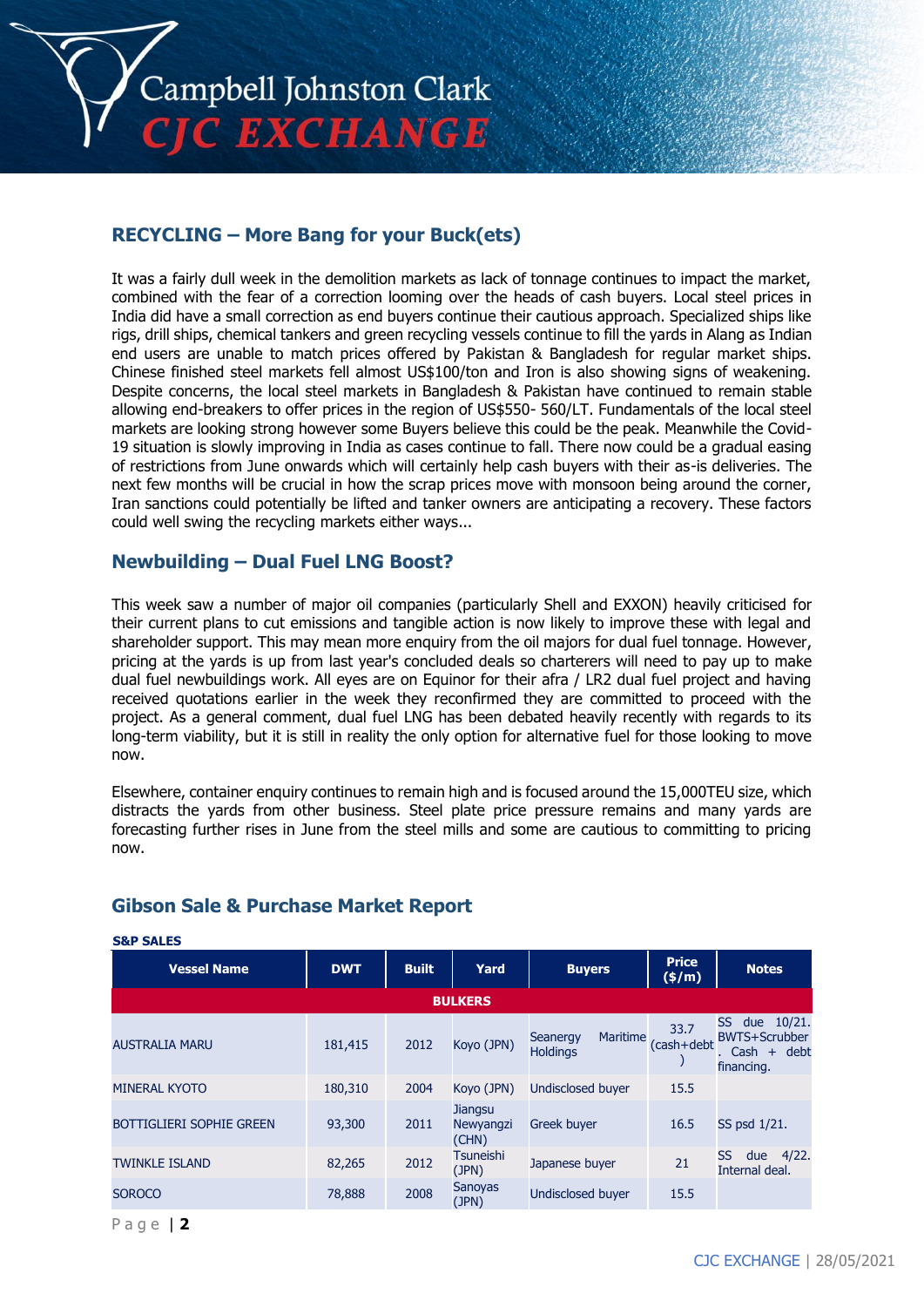## RECYCLING – More Bang for your Buck(ets)

It was a fairly dull week in the demolition markets as lack of tonnage continues to impact the market, combined with the fear of a correction looming over the heads of cash buyers. Local steel prices in India did have a small correction as end buyers continue their cautious approach. Specialized ships like rigs, drill ships, chemical tankers and green recycling vessels continue to fill the yards in Alang as Indian end users are unable to match prices offered by Pakistan & Bangladesh for regular market ships. Chinese finished steel markets fell almost US$100/ton and Iron is also showing signs of weakening. Despite concerns, the local steel markets in Bangladesh & Pakistan have continued to remain stable allowing end-breakers to offer prices in the region of US$550- 560/LT. Fundamentals of the local steel markets are looking strong however some Buyers believe this could be the peak. Meanwhile the Covid-19 situation is slowly improving in India as cases continue to fall. There now could be a gradual easing of restrictions from June onwards which will certainly help cash buyers with their as-is deliveries. The next few months will be crucial in how the scrap prices move with monsoon being around the corner, Iran sanctions could potentially be lifted and tanker owners are anticipating a recovery. These factors could well swing the recycling markets either ways...

## Newbuilding – Dual Fuel LNG Boost?

This week saw a number of major oil companies (particularly Shell and EXXON) heavily criticised for their current plans to cut emissions and tangible action is now likely to improve these with legal and shareholder support. This may mean more enquiry from the oil majors for dual fuel tonnage. However, pricing at the yards is up from last year's concluded deals so charterers will need to pay up to make dual fuel newbuildings work. All eyes are on Equinor for their afra / LR2 dual fuel project and having received quotations earlier in the week they reconfirmed they are committed to proceed with the project. As a general comment, dual fuel LNG has been debated heavily recently with regards to its long-term viability, but it is still in reality the only option for alternative fuel for those looking to move now.

Elsewhere, container enquiry continues to remain high and is focused around the 15,000TEU size, which distracts the yards from other business. Steel plate price pressure remains and many yards are forecasting further rises in June from the steel mills and some are cautious to committing to pricing now.

## Gibson Sale & Purchase Market Report

**S&P SALES**

| Vessel Name | DWT | Built | Yard | Buyers | Price ($/m) | Notes |
|---|---|---|---|---|---|---|
| **BULKERS** | | | | | | |
| AUSTRALIA MARU | 181,415 | 2012 | Koyo (JPN) | Seanergy Maritime Holdings | 33.7 (cash+debt) | SS due 10/21. BWTS+Scrubber. Cash + debt financing. |
| MINERAL KYOTO | 180,310 | 2004 | Koyo (JPN) | Undisclosed buyer | 15.5 | |
| BOTTIGLIERI SOPHIE GREEN | 93,300 | 2011 | Jiangsu Newyangzi (CHN) | Greek buyer | 16.5 | SS psd 1/21. |
| TWINKLE ISLAND | 82,265 | 2012 | Tsuneishi (JPN) | Japanese buyer | 21 | SS due 4/22. Internal deal. |
| SOROCO | 78,888 | 2008 | Sanoyas (JPN) | Undisclosed buyer | 15.5 | |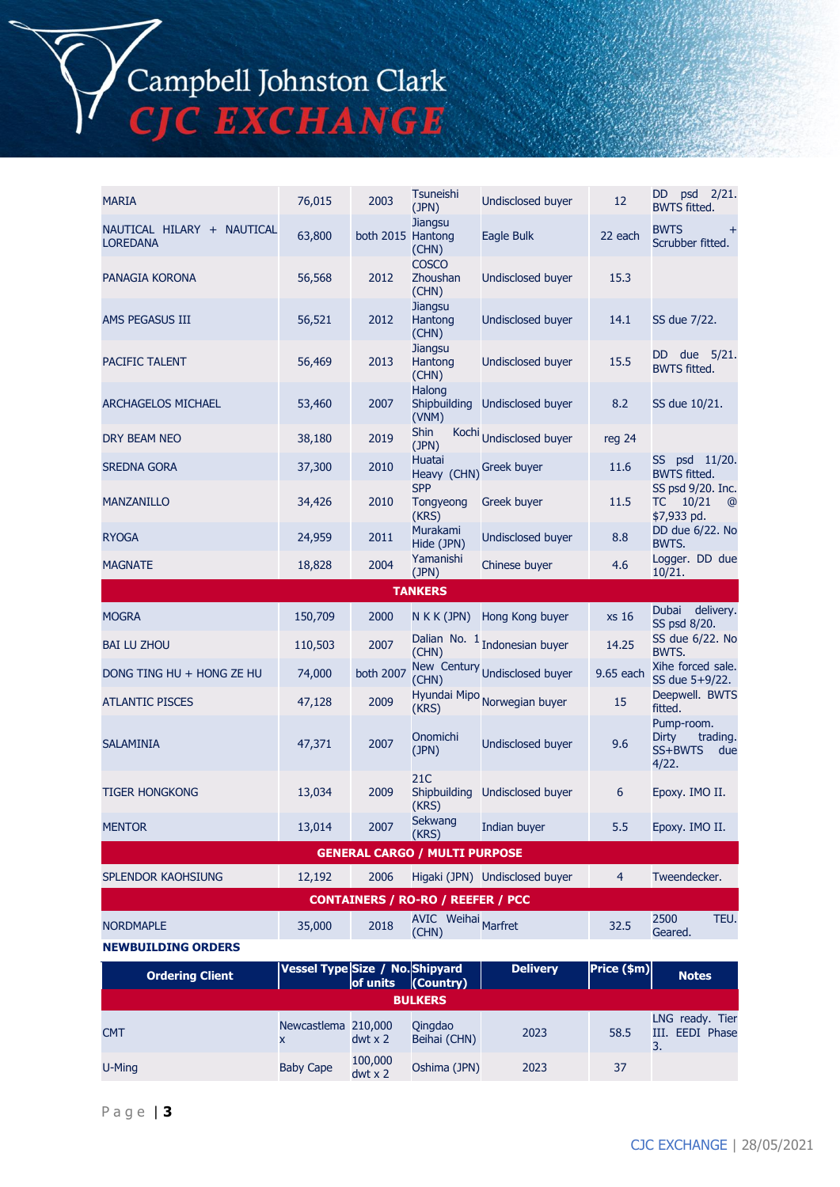| | | | | | | |
|---|---|---|---|---|---|---|
| MARIA | 76,015 | 2003 | Tsuneishi (JPN) | Undisclosed buyer | 12 | DD psd 2/21. BWTS fitted. |
| NAUTICAL HILARY + NAUTICAL LOREDANA | 63,800 | both 2015 | Jiangsu Hantong (CHN) | Eagle Bulk | 22 each | BWTS + Scrubber fitted. |
| PANAGIA KORONA | 56,568 | 2012 | COSCO Zhoushan (CHN) | Undisclosed buyer | 15.3 | |
| AMS PEGASUS III | 56,521 | 2012 | Jiangsu Hantong (CHN) | Undisclosed buyer | 14.1 | SS due 7/22. |
| PACIFIC TALENT | 56,469 | 2013 | Jiangsu Hantong (CHN) | Undisclosed buyer | 15.5 | DD due 5/21. BWTS fitted. |
| ARCHAGELOS MICHAEL | 53,460 | 2007 | Halong Shipbuilding (VNM) | Undisclosed buyer | 8.2 | SS due 10/21. |
| DRY BEAM NEO | 38,180 | 2019 | Shin Kochi (JPN) | Undisclosed buyer | reg 24 | |
| SREDNA GORA | 37,300 | 2010 | Huatai Heavy (CHN) | Greek buyer | 11.6 | SS psd 11/20. BWTS fitted. |
| MANZANILLO | 34,426 | 2010 | SPP Tongyeong (KRS) | Greek buyer | 11.5 | SS psd 9/20. Inc. TC 10/21 @ $7,933 pd. |
| RYOGA | 24,959 | 2011 | Murakami Hide (JPN) | Undisclosed buyer | 8.8 | DD due 6/22. No BWTS. |
| MAGNATE | 18,828 | 2004 | Yamanishi (JPN) | Chinese buyer | 4.6 | Logger. DD due 10/21. |
| **TANKERS** | | | | | | |
| MOGRA | 150,709 | 2000 | N K K (JPN) | Hong Kong buyer | xs 16 | Dubai delivery. SS psd 8/20. |
| BAI LU ZHOU | 110,503 | 2007 | Dalian No. 1 (CHN) | Indonesian buyer | 14.25 | SS due 6/22. No BWTS. |
| DONG TING HU + HONG ZE HU | 74,000 | both 2007 | New Century (CHN) | Undisclosed buyer | 9.65 each | Xihe forced sale. SS due 5+9/22. |
| ATLANTIC PISCES | 47,128 | 2009 | Hyundai Mipo (KRS) | Norwegian buyer | 15 | Deepwell. BWTS fitted. |
| SALAMINIA | 47,371 | 2007 | Onomichi (JPN) | Undisclosed buyer | 9.6 | Pump-room. Dirty trading. SS+BWTS due 4/22. |
| TIGER HONGKONG | 13,034 | 2009 | 21C Shipbuilding (KRS) | Undisclosed buyer | 6 | Epoxy. IMO II. |
| MENTOR | 13,014 | 2007 | Sekwang (KRS) | Indian buyer | 5.5 | Epoxy. IMO II. |
| **GENERAL CARGO / MULTI PURPOSE** | | | | | | |
| SPLENDOR KAOHSIUNG | 12,192 | 2006 | Higaki (JPN) | Undisclosed buyer | 4 | Tweendecker. |
| **CONTAINERS / RO-RO / REEFER / PCC** | | | | | | |
| NORDMAPLE | 35,000 | 2018 | AVIC Weihai (CHN) | Marfret | 32.5 | 2500 TEU. Geared. |

**NEWBUILDING ORDERS**

| Ordering Client | Vessel Type | Size / No. of units | Shipyard (Country) | Delivery | Price ($m) | Notes |
|---|---|---|---|---|---|---|
| **BULKERS** | | | | | | |
| CMT | Newcastlemax | 210,000 dwt x 2 | Qingdao Beihai (CHN) | 2023 | 58.5 | LNG ready. Tier III. EEDI Phase 3. |
| U-Ming | Baby Cape | 100,000 dwt x 2 | Oshima (JPN) | 2023 | 37 | |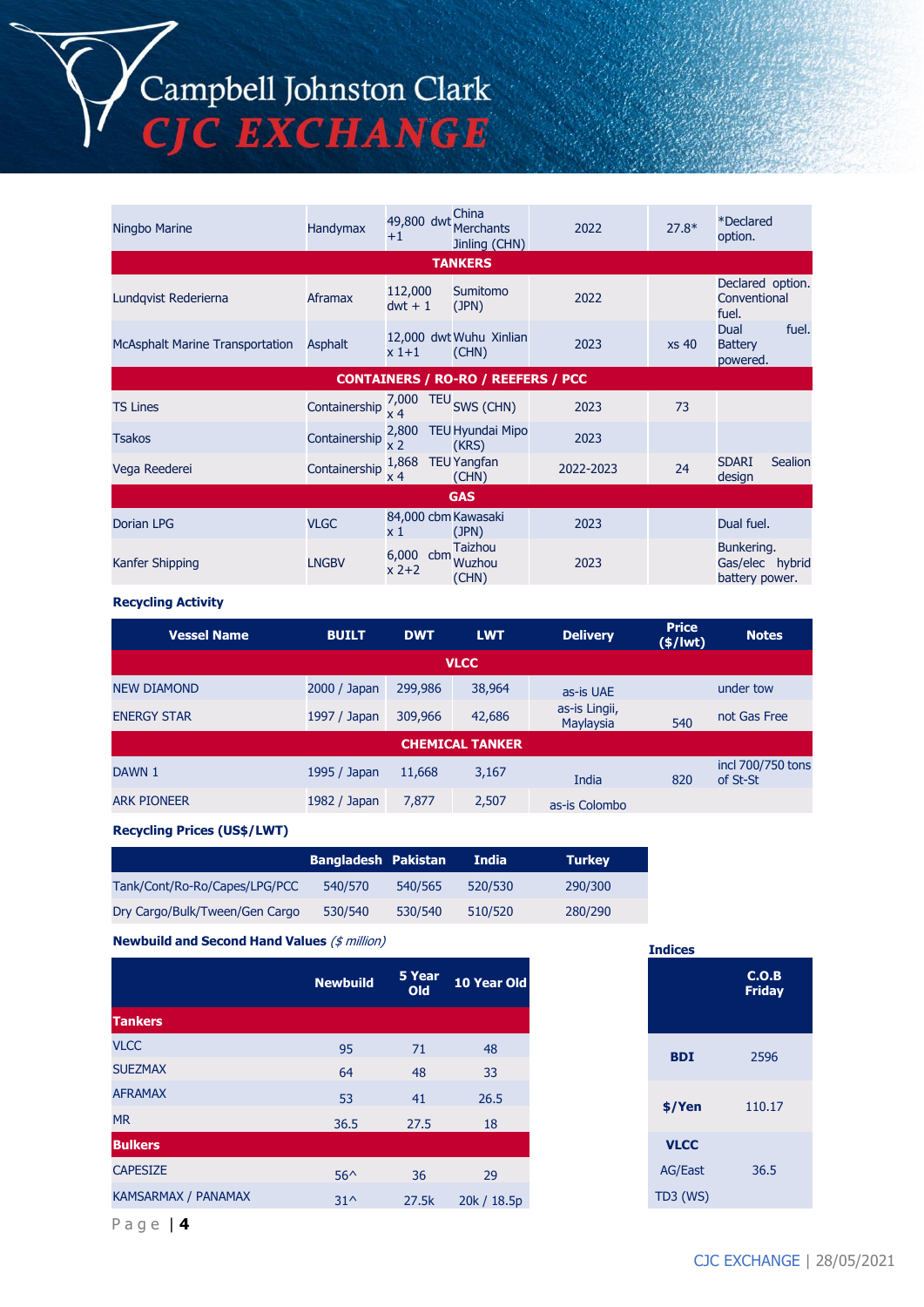| | | | | | | |
|---|---|---|---|---|---|---|
| Ningbo Marine | Handymax | 49,800 dwt +1 | China Merchants Jinling (CHN) | 2022 | 27.8* | *Declared option. |
| **TANKERS** | | | | | | |
| Lundqvist Rederierna | Aframax | 112,000 dwt + 1 | Sumitomo (JPN) | 2022 | | Declared option. Conventional fuel. |
| McAsphalt Marine Transportation | Asphalt | 12,000 dwt x 1+1 | Wuhu Xinlian (CHN) | 2023 | xs 40 | Dual fuel. Battery powered. |
| **CONTAINERS / RO-RO / REEFERS / PCC** | | | | | | |
| TS Lines | Containership | 7,000 TEU x 4 | SWS (CHN) | 2023 | 73 | |
| Tsakos | Containership | 2,800 TEU x 2 | Hyundai Mipo (KRS) | 2023 | | |
| Vega Reederei | Containership | 1,868 TEU x 4 | Yangfan (CHN) | 2022-2023 | 24 | SDARI Sealion design |
| **GAS** | | | | | | |
| Dorian LPG | VLGC | 84,000 cbm x 1 | Kawasaki (JPN) | 2023 | | Dual fuel. |
| Kanfer Shipping | LNGBV | 6,000 cbm x 2+2 | Taizhou Wuzhou (CHN) | 2023 | | Bunkering. Gas/elec hybrid battery power. |

### Recycling Activity

| Vessel Name | BUILT | DWT | LWT | Delivery | Price ($/lwt) | Notes |
|---|---|---|---|---|---|---|
| **VLCC** | | | | | | |
| NEW DIAMOND | 2000 / Japan | 299,986 | 38,964 | as-is UAE | | under tow |
| ENERGY STAR | 1997 / Japan | 309,966 | 42,686 | as-is Lingii, Maylaysia | 540 | not Gas Free |
| **CHEMICAL TANKER** | | | | | | |
| DAWN 1 | 1995 / Japan | 11,668 | 3,167 | India | 820 | incl 700/750 tons of St-St |
| ARK PIONEER | 1982 / Japan | 7,877 | 2,507 | as-is Colombo | | |

### Recycling Prices (US$/LWT)

| | Bangladesh | Pakistan | India | Turkey |
|---|---|---|---|---|
| Tank/Cont/Ro-Ro/Capes/LPG/PCC | 540/570 | 540/565 | 520/530 | 290/300 |
| Dry Cargo/Bulk/Tween/Gen Cargo | 530/540 | 530/540 | 510/520 | 280/290 |

### Newbuild and Second Hand Values *($ million)*

| | Newbuild | 5 Year Old | 10 Year Old |
|---|---|---|---|
| **Tankers** | | | |
| VLCC | 95 | 71 | 48 |
| SUEZMAX | 64 | 48 | 33 |
| AFRAMAX | 53 | 41 | 26.5 |
| MR | 36.5 | 27.5 | 18 |
| **Bulkers** | | | |
| CAPESIZE | 56^ | 36 | 29 |
| KAMSARMAX / PANAMAX | 31^ | 27.5k | 20k / 18.5p |

### Indices

| | C.O.B Friday |
|---|---|
| **BDI** | 2596 |
| **$/Yen** | 110.17 |
| **VLCC** | |
| AG/East | 36.5 |
| TD3 (WS) | |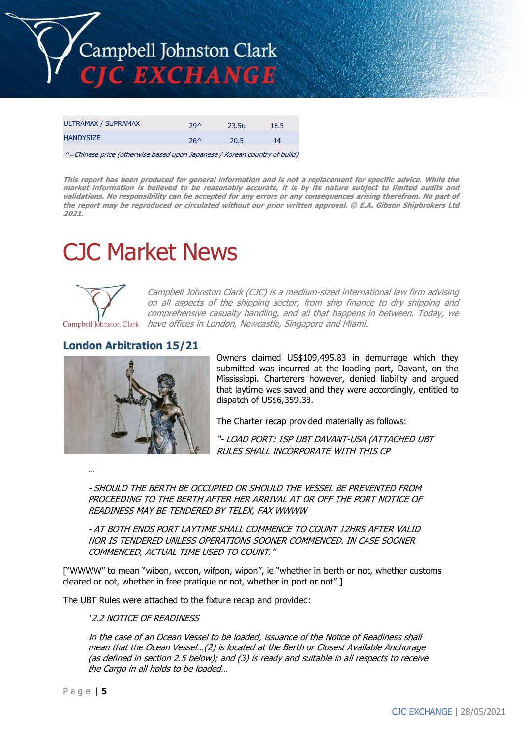| ULTRAMAX / SUPRAMAX | 29^ | 23.5u | 16.5 |
|---|---|---|---|
| HANDYSIZE | 26^ | 20.5 | 14 |

*^=Chinese price (otherwise based upon Japanese / Korean country of build)*

***This report has been produced for general information and is not a replacement for specific advice. While the market information is believed to be reasonably accurate, it is by its nature subject to limited audits and validations. No responsibility can be accepted for any errors or any consequences arising therefrom. No part of the report may be reproduced or circulated without our prior written approval. © E.A. Gibson Shipbrokers Ltd 2021.***

# CJC Market News

*Campbell Johnston Clark (CJC) is a medium-sized international law firm advising on all aspects of the shipping sector, from ship finance to dry shipping and comprehensive casualty handling, and all that happens in between. Today, we have offices in London, Newcastle, Singapore and Miami.*

## London Arbitration 15/21

Owners claimed US$109,495.83 in demurrage which they submitted was incurred at the loading port, Davant, on the Mississippi. Charterers however, denied liability and argued that laytime was saved and they were accordingly, entitled to dispatch of US$6,359.38.

The Charter recap provided materially as follows:

*"- LOAD PORT: 1SP UBT DAVANT-USA (ATTACHED UBT RULES SHALL INCORPORATE WITH THIS CP*

*…*

*- SHOULD THE BERTH BE OCCUPIED OR SHOULD THE VESSEL BE PREVENTED FROM PROCEEDING TO THE BERTH AFTER HER ARRIVAL AT OR OFF THE PORT NOTICE OF READINESS MAY BE TENDERED BY TELEX, FAX WWWW*

*- AT BOTH ENDS PORT LAYTIME SHALL COMMENCE TO COUNT 12HRS AFTER VALID NOR IS TENDERED UNLESS OPERATIONS SOONER COMMENCED. IN CASE SOONER COMMENCED, ACTUAL TIME USED TO COUNT."*

["WWWW" to mean "wibon, wccon, wifpon, wipon", ie "whether in berth or not, whether customs cleared or not, whether in free pratique or not, whether in port or not".]

The UBT Rules were attached to the fixture recap and provided:

*"2.2 NOTICE OF READINESS*

*In the case of an Ocean Vessel to be loaded, issuance of the Notice of Readiness shall mean that the Ocean Vessel…(2) is located at the Berth or Closest Available Anchorage (as defined in section 2.5 below); and (3) is ready and suitable in all respects to receive the Cargo in all holds to be loaded…*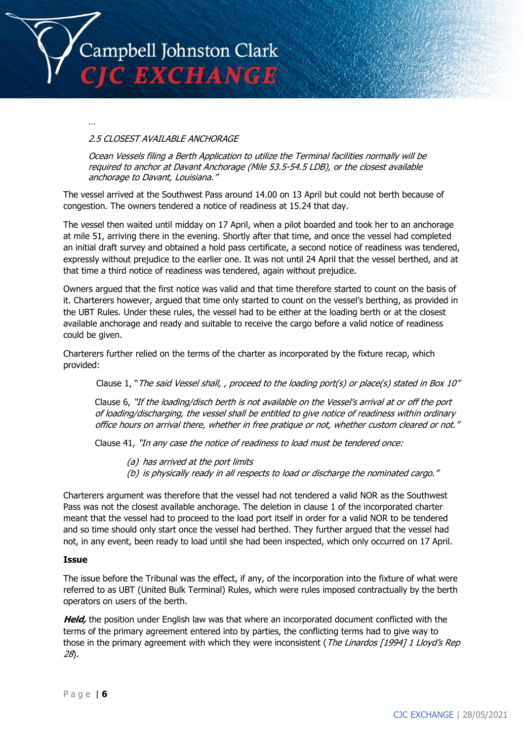*…*

*2.5 CLOSEST AVAILABLE ANCHORAGE*

*Ocean Vessels filing a Berth Application to utilize the Terminal facilities normally will be required to anchor at Davant Anchorage (Mile 53.5-54.5 LDB), or the closest available anchorage to Davant, Louisiana."*

The vessel arrived at the Southwest Pass around 14.00 on 13 April but could not berth because of congestion. The owners tendered a notice of readiness at 15.24 that day.

The vessel then waited until midday on 17 April, when a pilot boarded and took her to an anchorage at mile 51, arriving there in the evening. Shortly after that time, and once the vessel had completed an initial draft survey and obtained a hold pass certificate, a second notice of readiness was tendered, expressly without prejudice to the earlier one. It was not until 24 April that the vessel berthed, and at that time a third notice of readiness was tendered, again without prejudice.

Owners argued that the first notice was valid and that time therefore started to count on the basis of it. Charterers however, argued that time only started to count on the vessel's berthing, as provided in the UBT Rules. Under these rules, the vessel had to be either at the loading berth or at the closest available anchorage and ready and suitable to receive the cargo before a valid notice of readiness could be given.

Charterers further relied on the terms of the charter as incorporated by the fixture recap, which provided:

> Clause 1, "*The said Vessel shall, , proceed to the loading port(s) or place(s) stated in Box 10"*
>
> Clause 6, *"If the loading/disch berth is not available on the Vessel's arrival at or off the port of loading/discharging, the vessel shall be entitled to give notice of readiness within ordinary office hours on arrival there, whether in free pratique or not, whether custom cleared or not."*
>
> Clause 41, *"In any case the notice of readiness to load must be tendered once:*
>
> *(a) has arrived at the port limits*
> *(b) is physically ready in all respects to load or discharge the nominated cargo."*

Charterers argument was therefore that the vessel had not tendered a valid NOR as the Southwest Pass was not the closest available anchorage. The deletion in clause 1 of the incorporated charter meant that the vessel had to proceed to the load port itself in order for a valid NOR to be tendered and so time should only start once the vessel had berthed. They further argued that the vessel had not, in any event, been ready to load until she had been inspected, which only occurred on 17 April.

**Issue**

The issue before the Tribunal was the effect, if any, of the incorporation into the fixture of what were referred to as UBT (United Bulk Terminal) Rules, which were rules imposed contractually by the berth operators on users of the berth.

***Held,*** the position under English law was that where an incorporated document conflicted with the terms of the primary agreement entered into by parties, the conflicting terms had to give way to those in the primary agreement with which they were inconsistent (*The Linardos [1994] 1 Lloyd's Rep 28*).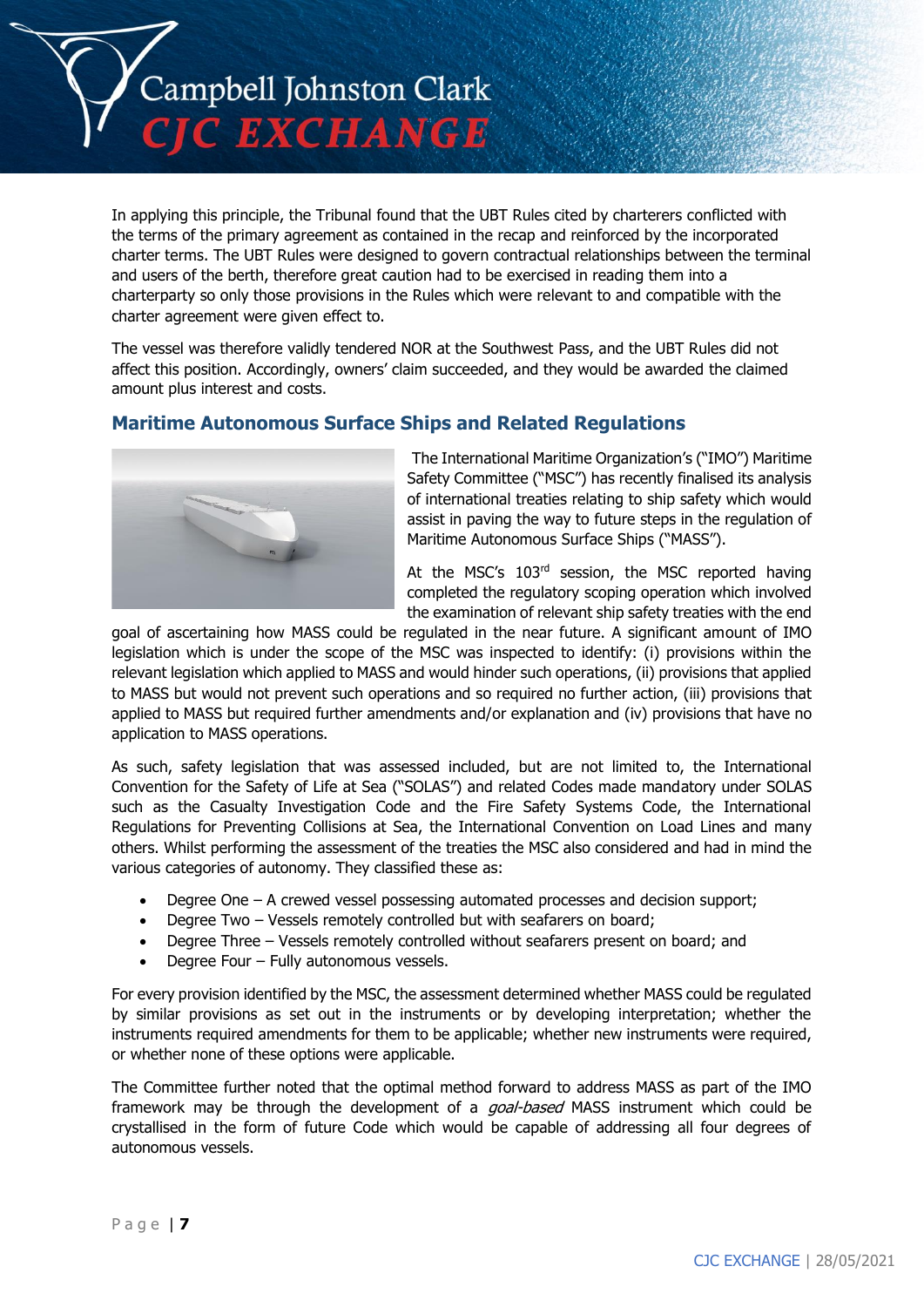In applying this principle, the Tribunal found that the UBT Rules cited by charterers conflicted with the terms of the primary agreement as contained in the recap and reinforced by the incorporated charter terms. The UBT Rules were designed to govern contractual relationships between the terminal and users of the berth, therefore great caution had to be exercised in reading them into a charterparty so only those provisions in the Rules which were relevant to and compatible with the charter agreement were given effect to.

The vessel was therefore validly tendered NOR at the Southwest Pass, and the UBT Rules did not affect this position. Accordingly, owners' claim succeeded, and they would be awarded the claimed amount plus interest and costs.

## Maritime Autonomous Surface Ships and Related Regulations

The International Maritime Organization's ("IMO") Maritime Safety Committee ("MSC") has recently finalised its analysis of international treaties relating to ship safety which would assist in paving the way to future steps in the regulation of Maritime Autonomous Surface Ships ("MASS").

At the MSC's 103rd session, the MSC reported having completed the regulatory scoping operation which involved the examination of relevant ship safety treaties with the end goal of ascertaining how MASS could be regulated in the near future. A significant amount of IMO legislation which is under the scope of the MSC was inspected to identify: (i) provisions within the relevant legislation which applied to MASS and would hinder such operations, (ii) provisions that applied to MASS but would not prevent such operations and so required no further action, (iii) provisions that applied to MASS but required further amendments and/or explanation and (iv) provisions that have no application to MASS operations.

As such, safety legislation that was assessed included, but are not limited to, the International Convention for the Safety of Life at Sea ("SOLAS") and related Codes made mandatory under SOLAS such as the Casualty Investigation Code and the Fire Safety Systems Code, the International Regulations for Preventing Collisions at Sea, the International Convention on Load Lines and many others. Whilst performing the assessment of the treaties the MSC also considered and had in mind the various categories of autonomy. They classified these as:

- Degree One – A crewed vessel possessing automated processes and decision support;
- Degree Two – Vessels remotely controlled but with seafarers on board;
- Degree Three – Vessels remotely controlled without seafarers present on board; and
- Degree Four – Fully autonomous vessels.

For every provision identified by the MSC, the assessment determined whether MASS could be regulated by similar provisions as set out in the instruments or by developing interpretation; whether the instruments required amendments for them to be applicable; whether new instruments were required, or whether none of these options were applicable.

The Committee further noted that the optimal method forward to address MASS as part of the IMO framework may be through the development of a *goal-based* MASS instrument which could be crystallised in the form of future Code which would be capable of addressing all four degrees of autonomous vessels.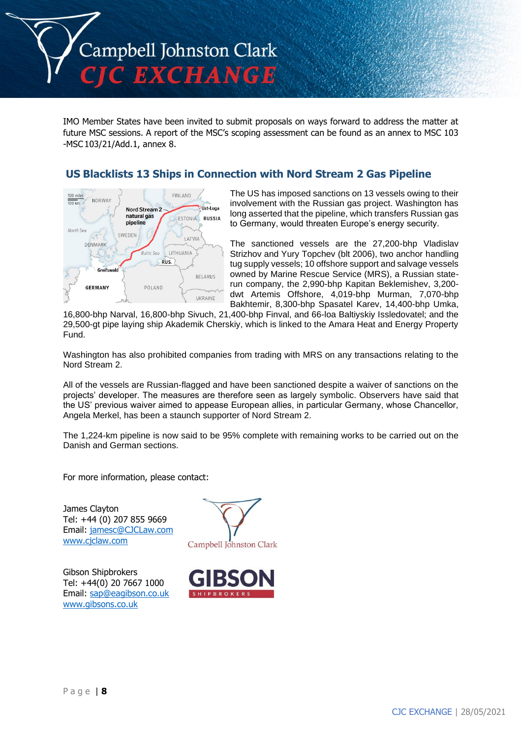IMO Member States have been invited to submit proposals on ways forward to address the matter at future MSC sessions. A report of the MSC's scoping assessment can be found as an annex to MSC 103 -MSC 103/21/Add.1, annex 8.

## US Blacklists 13 Ships in Connection with Nord Stream 2 Gas Pipeline

100 miles
100 km
NORWAY
FINLAND
Nord Stream 2 natural gas pipeline
Ust-Luga
ESTONIA
RUSSIA
North Sea
SWEDEN
LATVIA
DENMARK
Baltic Sea
LITHUANIA
RUS.
Greifswald
BELARUS
GERMANY
POLAND
UKRAINE

The US has imposed sanctions on 13 vessels owing to their involvement with the Russian gas project. Washington has long asserted that the pipeline, which transfers Russian gas to Germany, would threaten Europe's energy security.

The sanctioned vessels are the 27,200-bhp Vladislav Strizhov and Yury Topchev (blt 2006), two anchor handling tug supply vessels; 10 offshore support and salvage vessels owned by Marine Rescue Service (MRS), a Russian state-run company, the 2,990-bhp Kapitan Beklemishev, 3,200-dwt Artemis Offshore, 4,019-bhp Murman, 7,070-bhp Bakhtemir, 8,300-bhp Spasatel Karev, 14,400-bhp Umka, 16,800-bhp Narval, 16,800-bhp Sivuch, 21,400-bhp Finval, and 66-loa Baltiyskiy Issledovatel; and the 29,500-gt pipe laying ship Akademik Cherskiy, which is linked to the Amara Heat and Energy Property Fund.

Washington has also prohibited companies from trading with MRS on any transactions relating to the Nord Stream 2.

All of the vessels are Russian-flagged and have been sanctioned despite a waiver of sanctions on the projects' developer. The measures are therefore seen as largely symbolic. Observers have said that the US' previous waiver aimed to appease European allies, in particular Germany, whose Chancellor, Angela Merkel, has been a staunch supporter of Nord Stream 2.

The 1,224-km pipeline is now said to be 95% complete with remaining works to be carried out on the Danish and German sections.

For more information, please contact:

James Clayton
Tel: +44 (0) 207 855 9669
Email: [jamesc@CJCLaw.com](mailto:jamesc@CJCLaw.com)
[www.cjclaw.com](http://www.cjclaw.com)

Campbell Johnston Clark

Gibson Shipbrokers
Tel: +44(0) 20 7667 1000
Email: [sap@eagibson.co.uk](mailto:sap@eagibson.co.uk)
[www.gibsons.co.uk](http://www.gibsons.co.uk)

GIBSON SHIPBROKERS